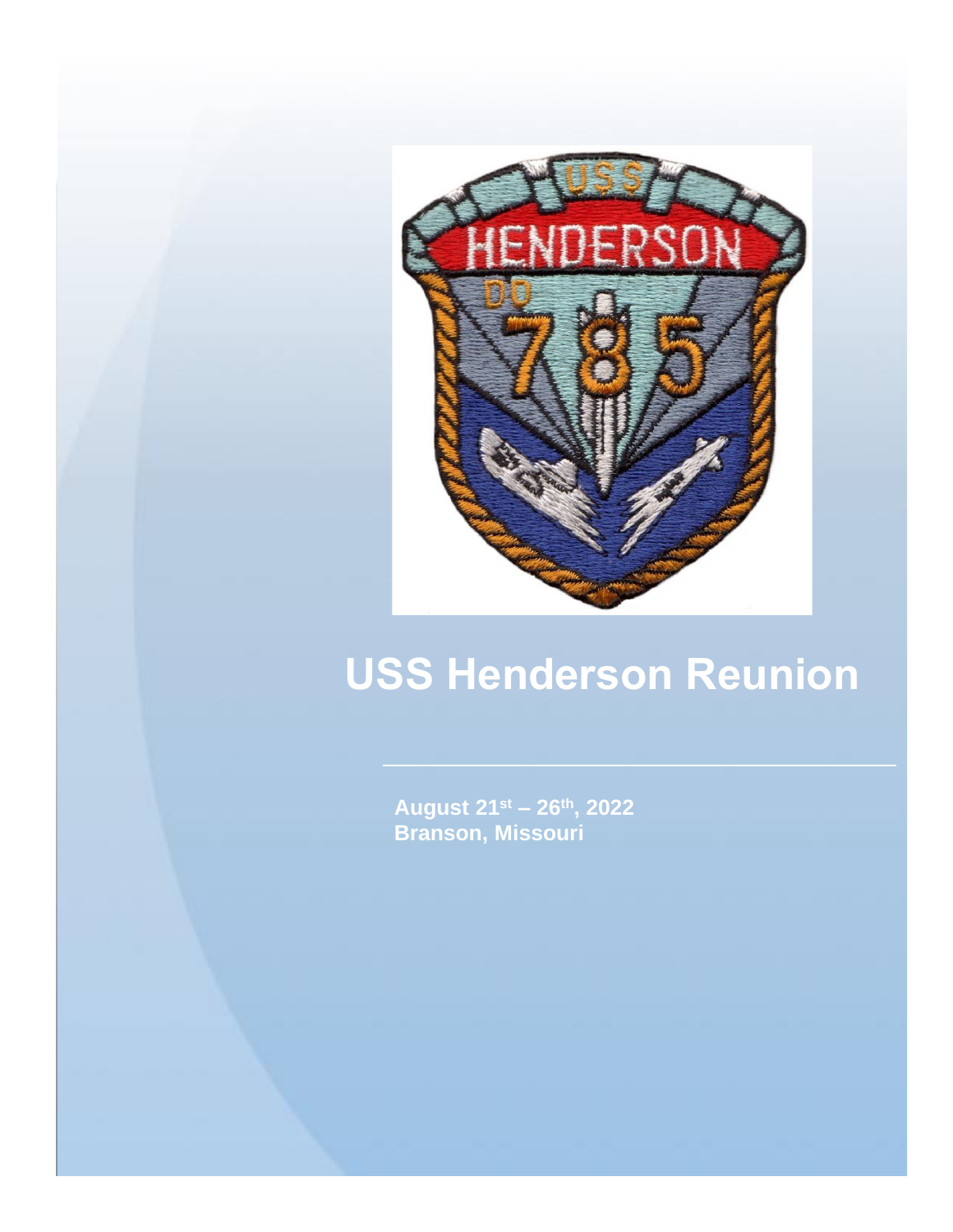# USS Henderson Reunion

**August 21st – 26th, 2022**
**Branson, Missouri**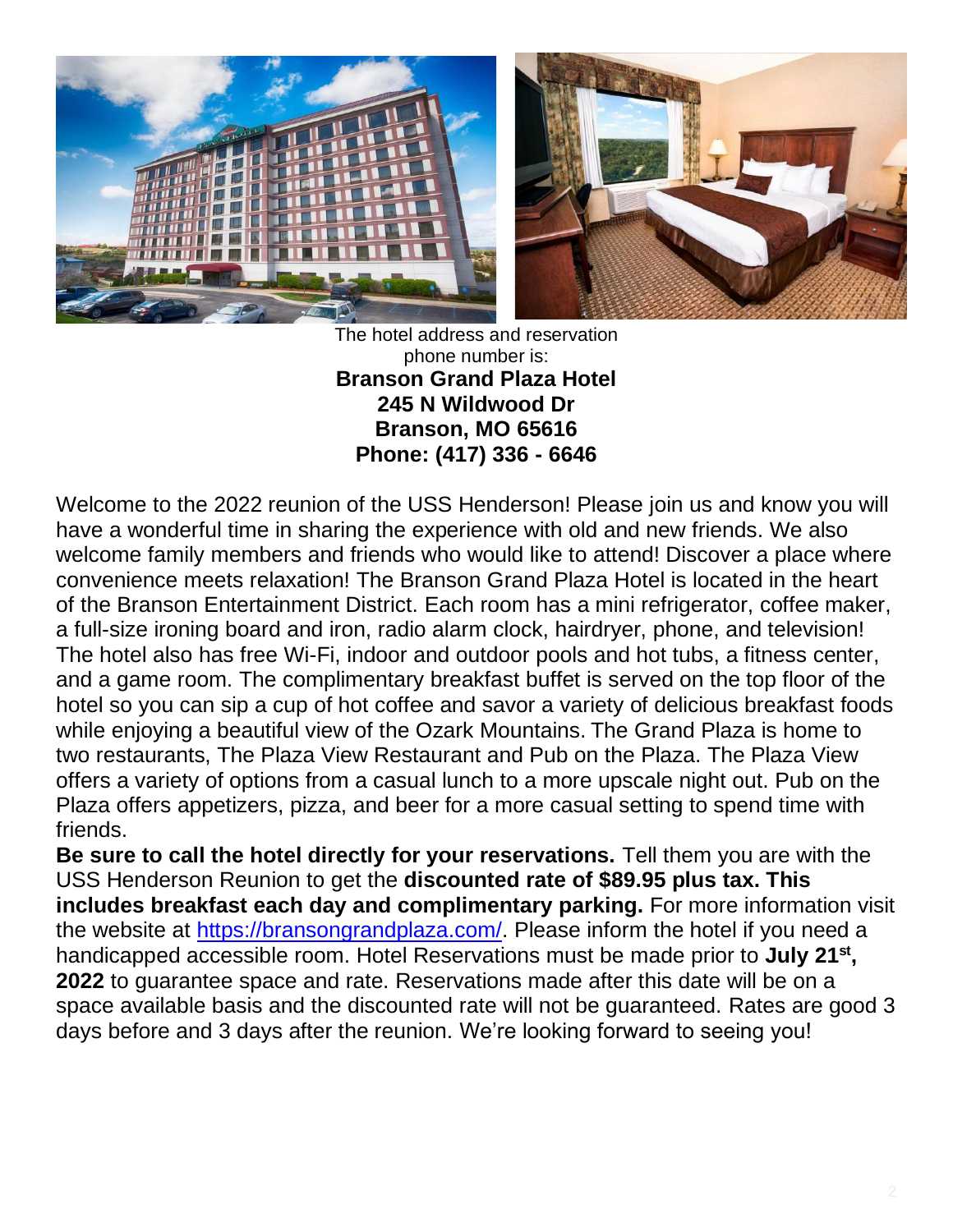The hotel address and reservation phone number is:

**Branson Grand Plaza Hotel**
**245 N Wildwood Dr**
**Branson, MO 65616**
**Phone: (417) 336 - 6646**

Welcome to the 2022 reunion of the USS Henderson! Please join us and know you will have a wonderful time in sharing the experience with old and new friends. We also welcome family members and friends who would like to attend! Discover a place where convenience meets relaxation! The Branson Grand Plaza Hotel is located in the heart of the Branson Entertainment District. Each room has a mini refrigerator, coffee maker, a full-size ironing board and iron, radio alarm clock, hairdryer, phone, and television! The hotel also has free Wi-Fi, indoor and outdoor pools and hot tubs, a fitness center, and a game room. The complimentary breakfast buffet is served on the top floor of the hotel so you can sip a cup of hot coffee and savor a variety of delicious breakfast foods while enjoying a beautiful view of the Ozark Mountains. The Grand Plaza is home to two restaurants, The Plaza View Restaurant and Pub on the Plaza. The Plaza View offers a variety of options from a casual lunch to a more upscale night out. Pub on the Plaza offers appetizers, pizza, and beer for a more casual setting to spend time with friends.

**Be sure to call the hotel directly for your reservations.** Tell them you are with the USS Henderson Reunion to get the **discounted rate of $89.95 plus tax. This includes breakfast each day and complimentary parking.** For more information visit the website at https://bransongrandplaza.com/. Please inform the hotel if you need a handicapped accessible room. Hotel Reservations must be made prior to **July 21st, 2022** to guarantee space and rate. Reservations made after this date will be on a space available basis and the discounted rate will not be guaranteed. Rates are good 3 days before and 3 days after the reunion. We're looking forward to seeing you!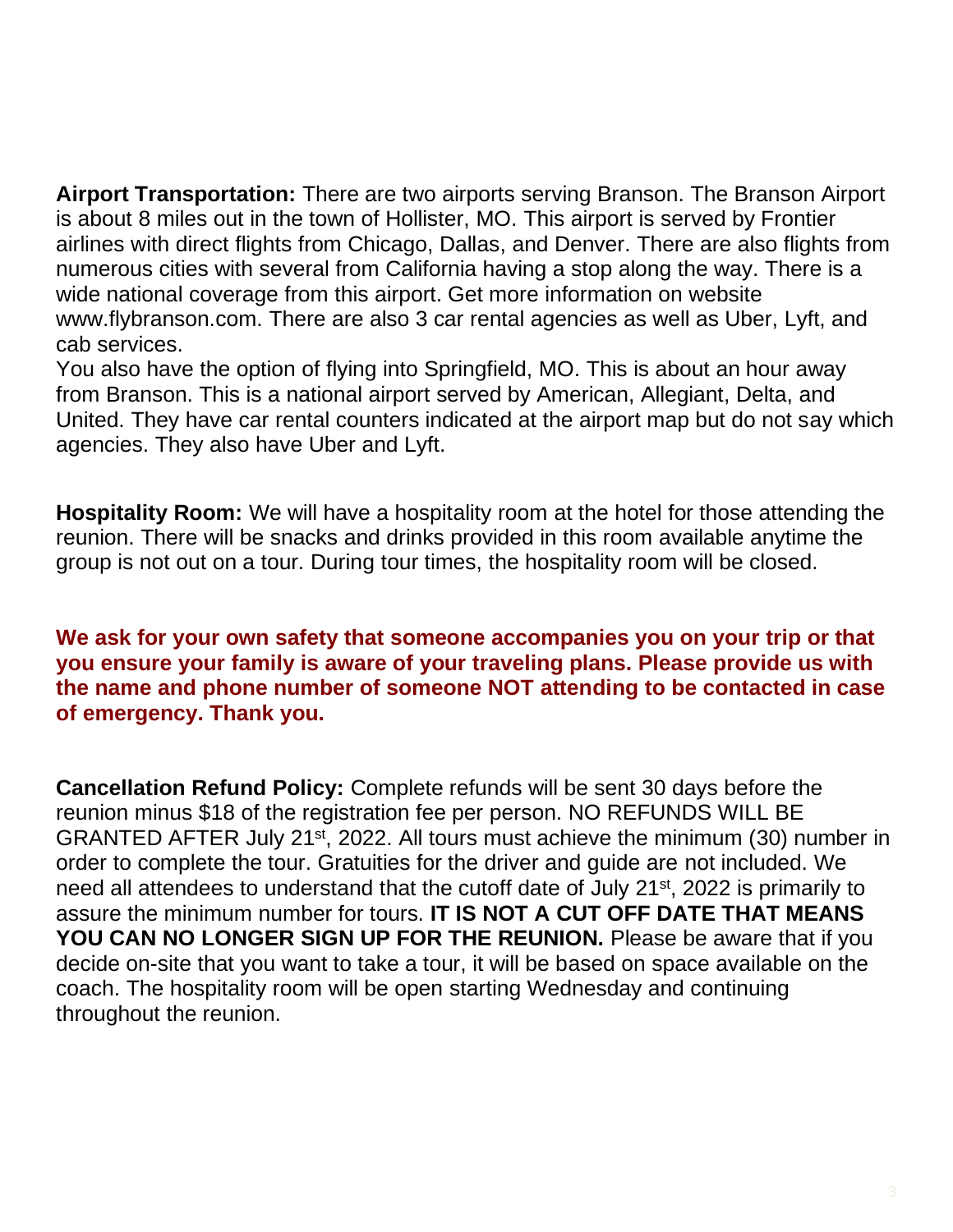**Airport Transportation:** There are two airports serving Branson. The Branson Airport is about 8 miles out in the town of Hollister, MO. This airport is served by Frontier airlines with direct flights from Chicago, Dallas, and Denver. There are also flights from numerous cities with several from California having a stop along the way. There is a wide national coverage from this airport. Get more information on website www.flybranson.com. There are also 3 car rental agencies as well as Uber, Lyft, and cab services.

You also have the option of flying into Springfield, MO. This is about an hour away from Branson. This is a national airport served by American, Allegiant, Delta, and United. They have car rental counters indicated at the airport map but do not say which agencies. They also have Uber and Lyft.

**Hospitality Room:** We will have a hospitality room at the hotel for those attending the reunion. There will be snacks and drinks provided in this room available anytime the group is not out on a tour. During tour times, the hospitality room will be closed.

**We ask for your own safety that someone accompanies you on your trip or that you ensure your family is aware of your traveling plans. Please provide us with the name and phone number of someone NOT attending to be contacted in case of emergency. Thank you.**

**Cancellation Refund Policy:** Complete refunds will be sent 30 days before the reunion minus $18 of the registration fee per person. NO REFUNDS WILL BE GRANTED AFTER July 21st, 2022. All tours must achieve the minimum (30) number in order to complete the tour. Gratuities for the driver and guide are not included. We need all attendees to understand that the cutoff date of July 21st, 2022 is primarily to assure the minimum number for tours. **IT IS NOT A CUT OFF DATE THAT MEANS YOU CAN NO LONGER SIGN UP FOR THE REUNION.** Please be aware that if you decide on-site that you want to take a tour, it will be based on space available on the coach. The hospitality room will be open starting Wednesday and continuing throughout the reunion.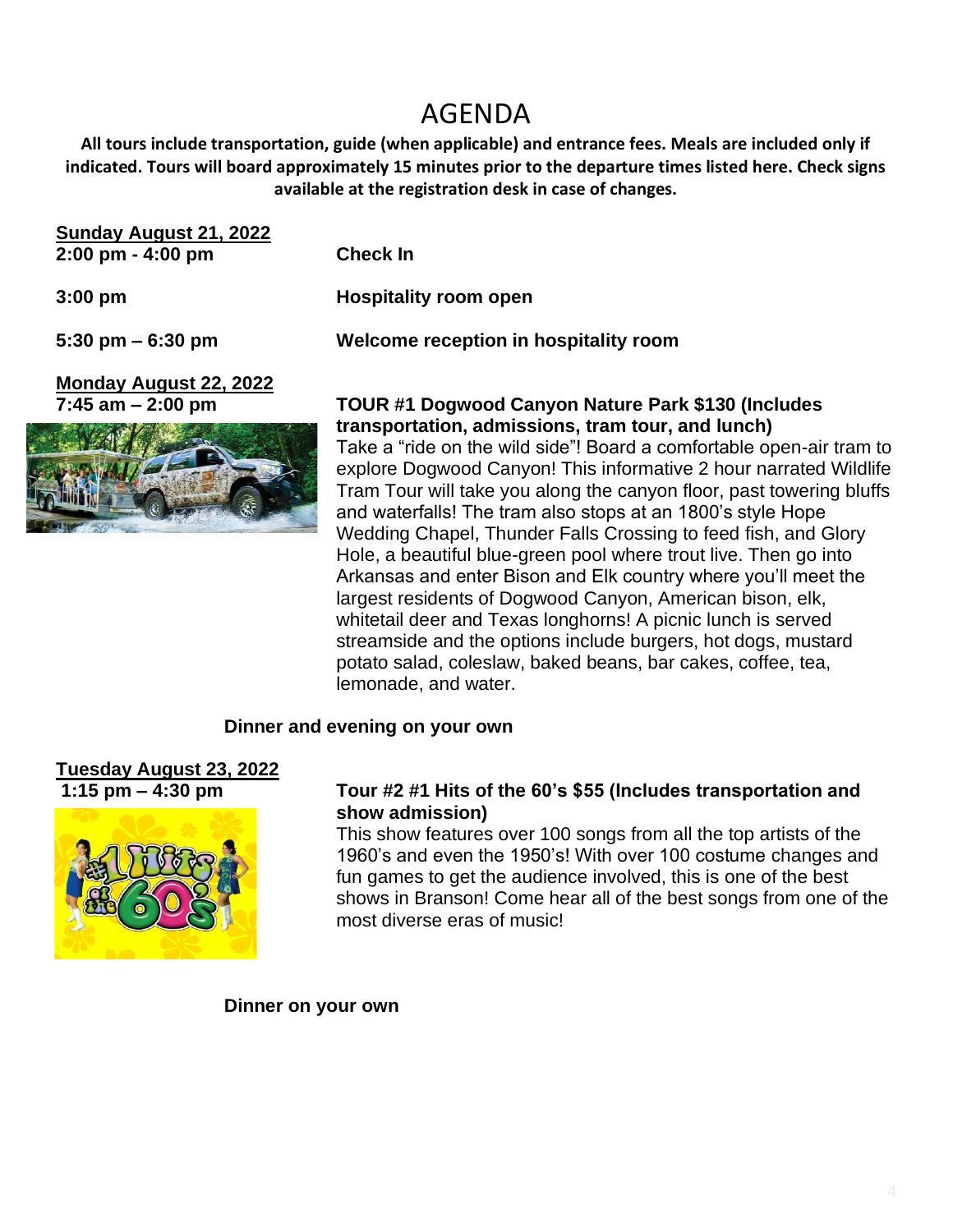# AGENDA

**All tours include transportation, guide (when applicable) and entrance fees. Meals are included only if indicated. Tours will board approximately 15 minutes prior to the departure times listed here. Check signs available at the registration desk in case of changes.**

**Sunday August 21, 2022**

**2:00 pm - 4:00 pm** — **Check In**

**3:00 pm** — **Hospitality room open**

**5:30 pm – 6:30 pm** — **Welcome reception in hospitality room**

**Monday August 22, 2022**

**7:45 am – 2:00 pm** — **TOUR #1 Dogwood Canyon Nature Park $130 (Includes transportation, admissions, tram tour, and lunch)**

Take a "ride on the wild side"! Board a comfortable open-air tram to explore Dogwood Canyon! This informative 2 hour narrated Wildlife Tram Tour will take you along the canyon floor, past towering bluffs and waterfalls! The tram also stops at an 1800's style Hope Wedding Chapel, Thunder Falls Crossing to feed fish, and Glory Hole, a beautiful blue-green pool where trout live. Then go into Arkansas and enter Bison and Elk country where you'll meet the largest residents of Dogwood Canyon, American bison, elk, whitetail deer and Texas longhorns! A picnic lunch is served streamside and the options include burgers, hot dogs, mustard potato salad, coleslaw, baked beans, bar cakes, coffee, tea, lemonade, and water.

**Dinner and evening on your own**

**Tuesday August 23, 2022**

**1:15 pm – 4:30 pm** — **Tour #2 #1 Hits of the 60's $55 (Includes transportation and show admission)**

This show features over 100 songs from all the top artists of the 1960's and even the 1950's! With over 100 costume changes and fun games to get the audience involved, this is one of the best shows in Branson! Come hear all of the best songs from one of the most diverse eras of music!

**Dinner on your own**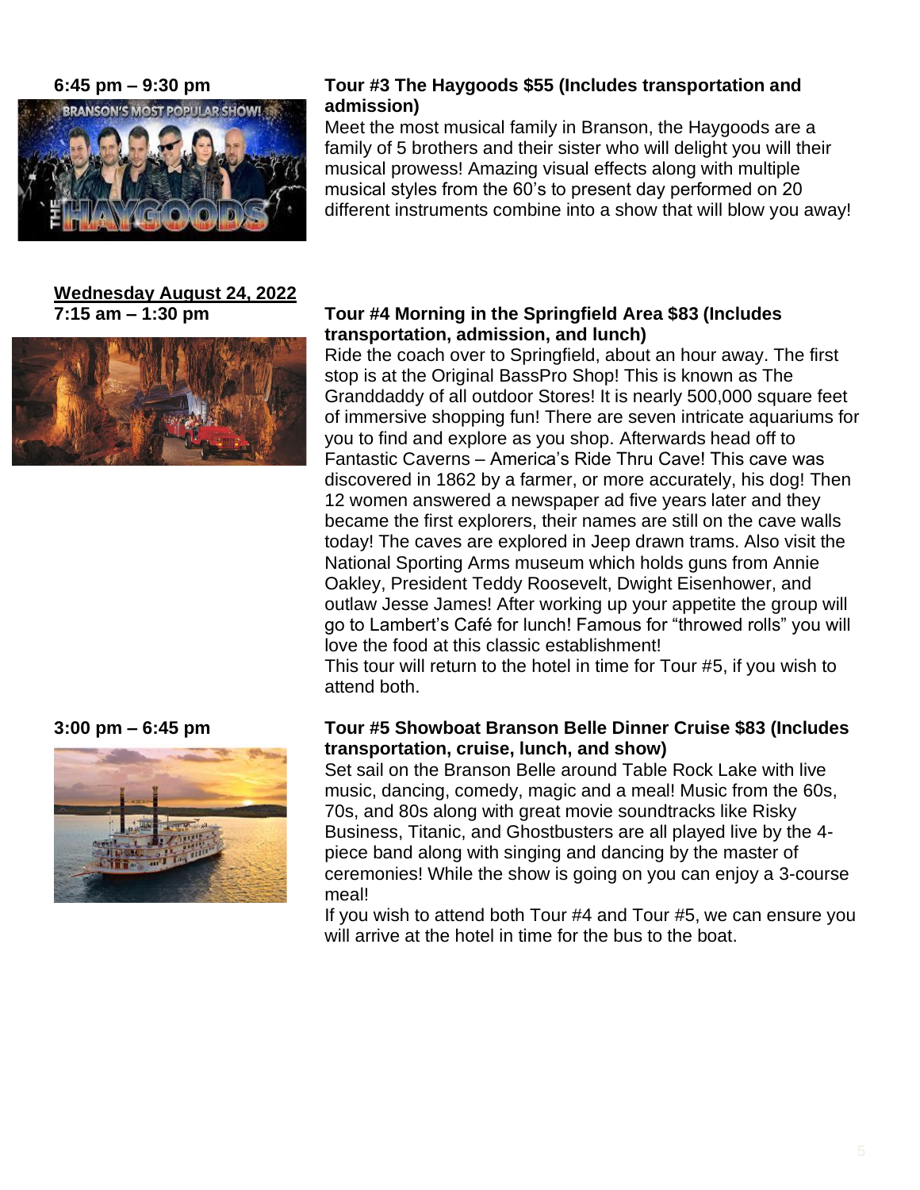**6:45 pm – 9:30 pm**

**Tour #3 The Haygoods $55 (Includes transportation and admission)**

Meet the most musical family in Branson, the Haygoods are a family of 5 brothers and their sister who will delight you will their musical prowess! Amazing visual effects along with multiple musical styles from the 60's to present day performed on 20 different instruments combine into a show that will blow you away!

**<u>Wednesday August 24, 2022</u>**

**7:15 am – 1:30 pm**

**Tour #4 Morning in the Springfield Area $83 (Includes transportation, admission, and lunch)**

Ride the coach over to Springfield, about an hour away. The first stop is at the Original BassPro Shop! This is known as The Granddaddy of all outdoor Stores! It is nearly 500,000 square feet of immersive shopping fun! There are seven intricate aquariums for you to find and explore as you shop. Afterwards head off to Fantastic Caverns – America's Ride Thru Cave! This cave was discovered in 1862 by a farmer, or more accurately, his dog! Then 12 women answered a newspaper ad five years later and they became the first explorers, their names are still on the cave walls today! The caves are explored in Jeep drawn trams. Also visit the National Sporting Arms museum which holds guns from Annie Oakley, President Teddy Roosevelt, Dwight Eisenhower, and outlaw Jesse James! After working up your appetite the group will go to Lambert's Café for lunch! Famous for "throwed rolls" you will love the food at this classic establishment!

This tour will return to the hotel in time for Tour #5, if you wish to attend both.

**3:00 pm – 6:45 pm**

**Tour #5 Showboat Branson Belle Dinner Cruise $83 (Includes transportation, cruise, lunch, and show)**

Set sail on the Branson Belle around Table Rock Lake with live music, dancing, comedy, magic and a meal! Music from the 60s, 70s, and 80s along with great movie soundtracks like Risky Business, Titanic, and Ghostbusters are all played live by the 4-piece band along with singing and dancing by the master of ceremonies! While the show is going on you can enjoy a 3-course meal!

If you wish to attend both Tour #4 and Tour #5, we can ensure you will arrive at the hotel in time for the bus to the boat.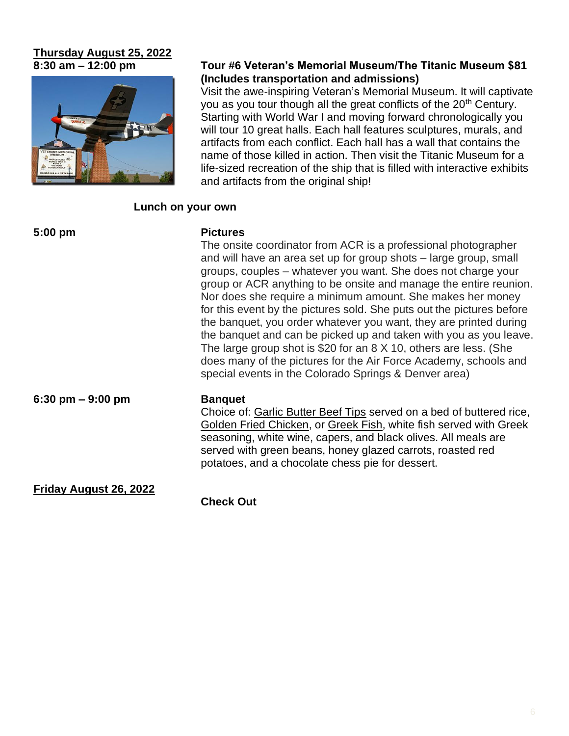**Thursday August 25, 2022**

**8:30 am – 12:00 pm**

**Tour #6 Veteran's Memorial Museum/The Titanic Museum $81 (Includes transportation and admissions)**

Visit the awe-inspiring Veteran's Memorial Museum. It will captivate you as you tour though all the great conflicts of the 20th Century. Starting with World War I and moving forward chronologically you will tour 10 great halls. Each hall features sculptures, murals, and artifacts from each conflict. Each hall has a wall that contains the name of those killed in action. Then visit the Titanic Museum for a life-sized recreation of the ship that is filled with interactive exhibits and artifacts from the original ship!

**Lunch on your own**

**5:00 pm**

**Pictures**

The onsite coordinator from ACR is a professional photographer and will have an area set up for group shots – large group, small groups, couples – whatever you want. She does not charge your group or ACR anything to be onsite and manage the entire reunion. Nor does she require a minimum amount. She makes her money for this event by the pictures sold. She puts out the pictures before the banquet, you order whatever you want, they are printed during the banquet and can be picked up and taken with you as you leave. The large group shot is $20 for an 8 X 10, others are less. (She does many of the pictures for the Air Force Academy, schools and special events in the Colorado Springs & Denver area)

**6:30 pm – 9:00 pm**

**Banquet**

Choice of: Garlic Butter Beef Tips served on a bed of buttered rice, Golden Fried Chicken, or Greek Fish, white fish served with Greek seasoning, white wine, capers, and black olives. All meals are served with green beans, honey glazed carrots, roasted red potatoes, and a chocolate chess pie for dessert.

**Friday August 26, 2022**

**Check Out**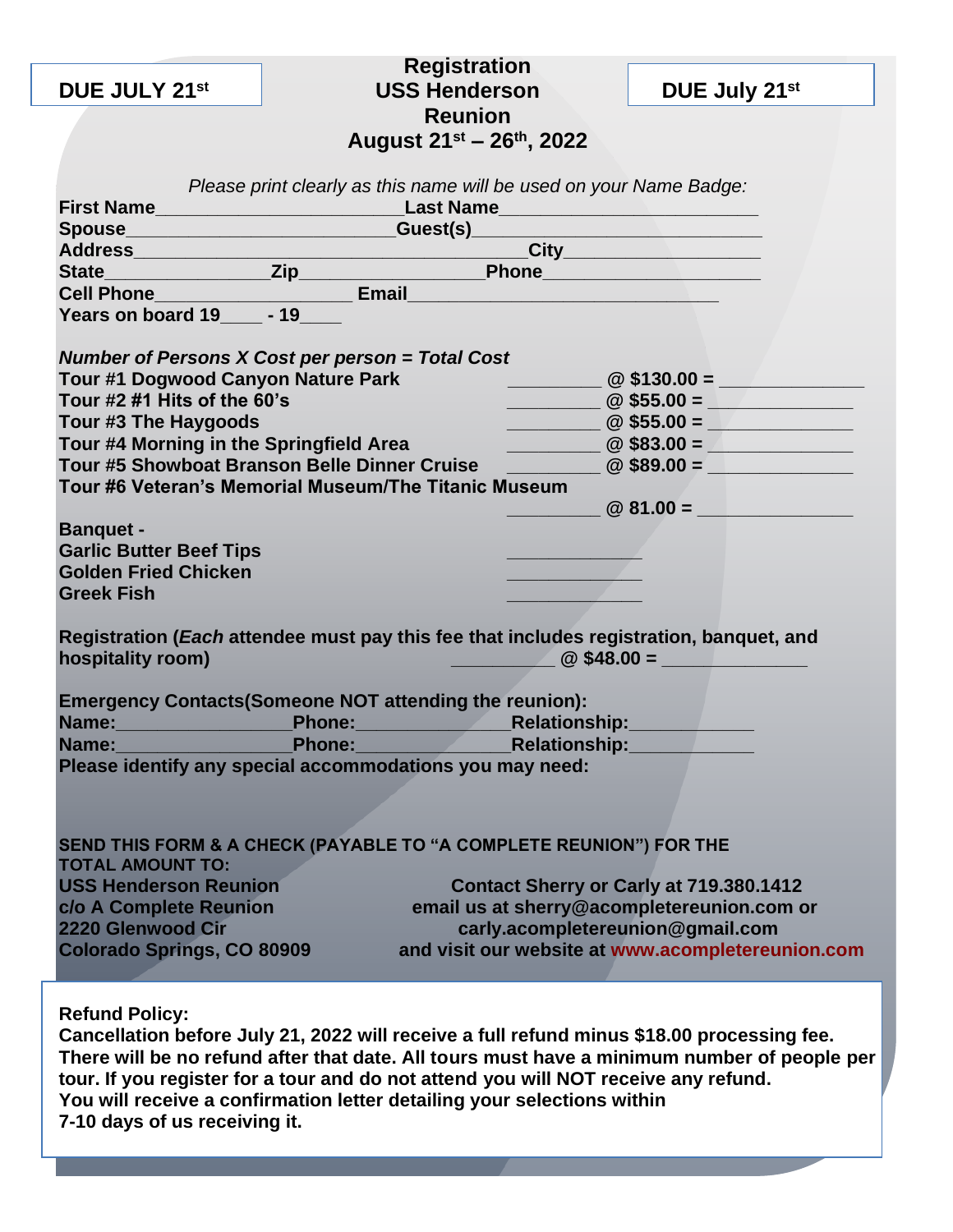**DUE JULY 21st**

# Registration
# USS Henderson
# Reunion
## August 21st – 26th, 2022

**DUE July 21st**

*Please print clearly as this name will be used on your Name Badge:*

**First Name**________________________**Last Name**_________________________

**Spouse**__________________________**Guest(s)**___________________________

**Address**_________________________________________**City**__________________

**State**________________**Zip**_________________**Phone**_____________________

**Cell Phone**___________________ **Email**______________________________

**Years on board 19**____ **- 19**____

***Number of Persons X Cost per person = Total Cost***

| | | |
|---|---|---|
| **Tour #1 Dogwood Canyon Nature Park** | _________ **@ $130.00 =** | ______________ |
| **Tour #2 #1 Hits of the 60's** | _________ **@ $55.00 =** | ______________ |
| **Tour #3 The Haygoods** | _________ **@ $55.00 =** | ______________ |
| **Tour #4 Morning in the Springfield Area** | _________ **@ $83.00 =** | ______________ |
| **Tour #5 Showboat Branson Belle Dinner Cruise** | _________ **@ $89.00 =** | ______________ |
| **Tour #6 Veteran's Memorial Museum/The Titanic Museum** | _________ **@ 81.00 =** | ______________ |

**Banquet -**

| | |
|---|---|
| **Garlic Butter Beef Tips** | _____________ |
| **Golden Fried Chicken** | _____________ |
| **Greek Fish** | _____________ |

**Registration (*Each* attendee must pay this fee that includes registration, banquet, and hospitality room)** __________ **@ $48.00 =** ______________

**Emergency Contacts(Someone NOT attending the reunion):**

**Name:**_________________**Phone:**_______________**Relationship:**____________

**Name:**_________________**Phone:**_______________**Relationship:**____________

**Please identify any special accommodations you may need:**

**SEND THIS FORM & A CHECK (PAYABLE TO "A COMPLETE REUNION") FOR THE TOTAL AMOUNT TO:**

**USS Henderson Reunion**
**c/o A Complete Reunion**
**2220 Glenwood Cir**
**Colorado Springs, CO 80909**

**Contact Sherry or Carly at 719.380.1412**
**email us at sherry@acompletereunion.com or**
**carly.acompletereunion@gmail.com**
**and visit our website at www.acompletereunion.com**

**Refund Policy:**
**Cancellation before July 21, 2022 will receive a full refund minus $18.00 processing fee. There will be no refund after that date. All tours must have a minimum number of people per tour. If you register for a tour and do not attend you will NOT receive any refund.**
**You will receive a confirmation letter detailing your selections within 7-10 days of us receiving it.**